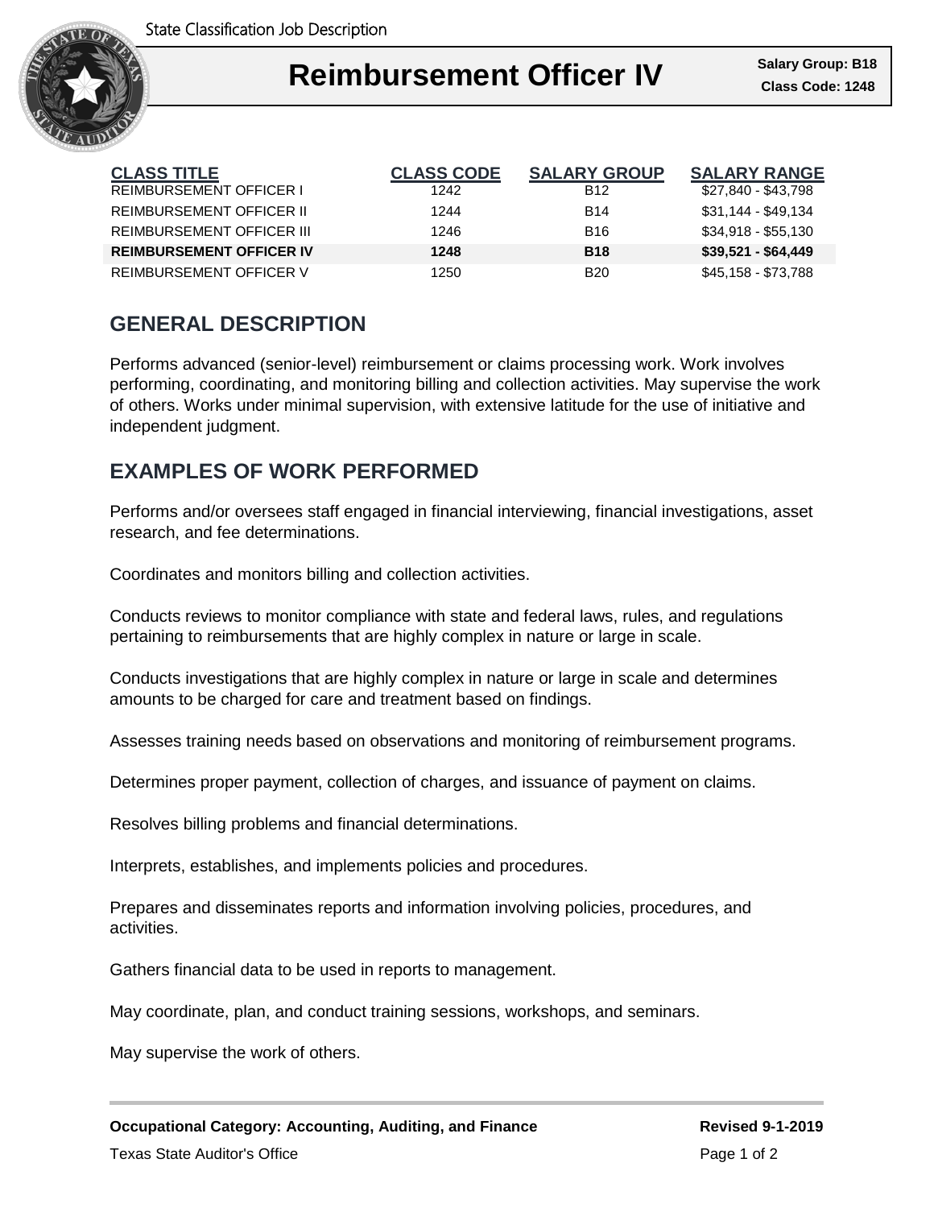State Classification Job Description

# Reimbursement Officer IV

**Salary Group: B18**
**Class Code: 1248**

| CLASS TITLE | CLASS CODE | SALARY GROUP | SALARY RANGE |
|---|---|---|---|
| REIMBURSEMENT OFFICER I | 1242 | B12 | $27,840 - $43,798 |
| REIMBURSEMENT OFFICER II | 1244 | B14 | $31,144 - $49,134 |
| REIMBURSEMENT OFFICER III | 1246 | B16 | $34,918 - $55,130 |
| **REIMBURSEMENT OFFICER IV** | **1248** | **B18** | **$39,521 - $64,449** |
| REIMBURSEMENT OFFICER V | 1250 | B20 | $45,158 - $73,788 |

## GENERAL DESCRIPTION

Performs advanced (senior-level) reimbursement or claims processing work. Work involves performing, coordinating, and monitoring billing and collection activities. May supervise the work of others. Works under minimal supervision, with extensive latitude for the use of initiative and independent judgment.

## EXAMPLES OF WORK PERFORMED

Performs and/or oversees staff engaged in financial interviewing, financial investigations, asset research, and fee determinations.

Coordinates and monitors billing and collection activities.

Conducts reviews to monitor compliance with state and federal laws, rules, and regulations pertaining to reimbursements that are highly complex in nature or large in scale.

Conducts investigations that are highly complex in nature or large in scale and determines amounts to be charged for care and treatment based on findings.

Assesses training needs based on observations and monitoring of reimbursement programs.

Determines proper payment, collection of charges, and issuance of payment on claims.

Resolves billing problems and financial determinations.

Interprets, establishes, and implements policies and procedures.

Prepares and disseminates reports and information involving policies, procedures, and activities.

Gathers financial data to be used in reports to management.

May coordinate, plan, and conduct training sessions, workshops, and seminars.

May supervise the work of others.

**Occupational Category: Accounting, Auditing, and Finance** **Revised 9-1-2019**

Texas State Auditor's Office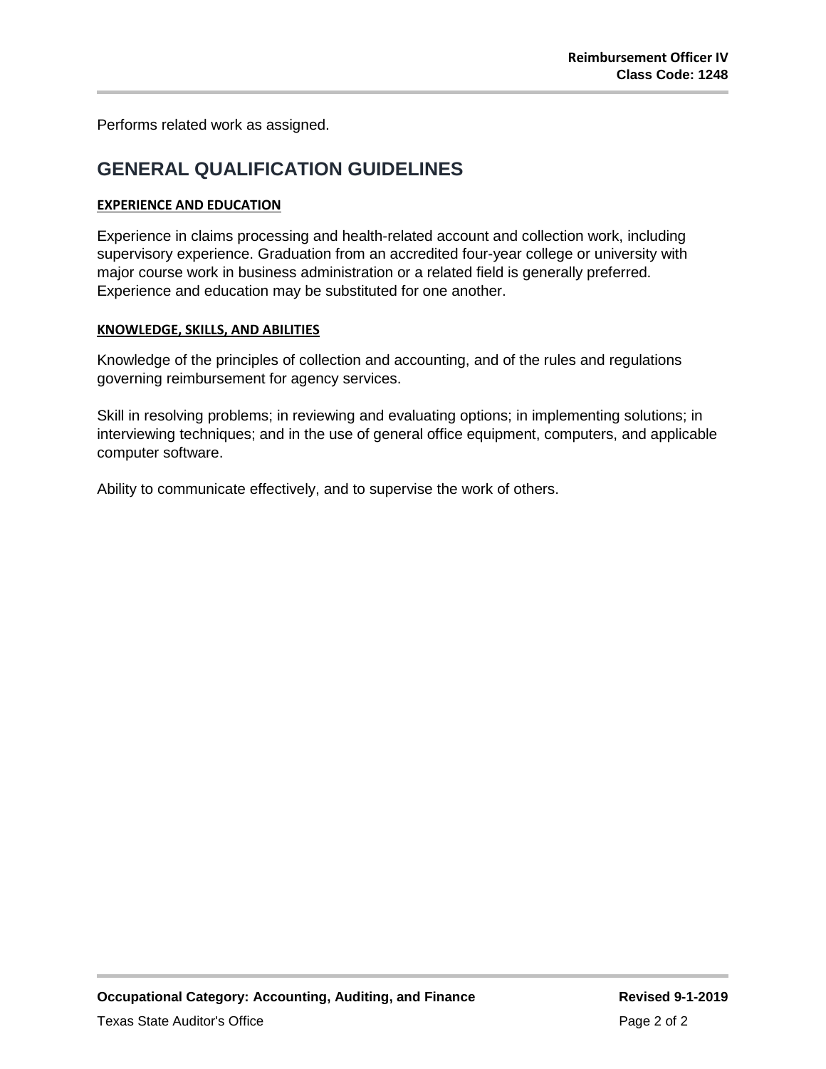Performs related work as assigned.

## GENERAL QUALIFICATION GUIDELINES

### EXPERIENCE AND EDUCATION

Experience in claims processing and health-related account and collection work, including supervisory experience. Graduation from an accredited four-year college or university with major course work in business administration or a related field is generally preferred. Experience and education may be substituted for one another.

### KNOWLEDGE, SKILLS, AND ABILITIES

Knowledge of the principles of collection and accounting, and of the rules and regulations governing reimbursement for agency services.

Skill in resolving problems; in reviewing and evaluating options; in implementing solutions; in interviewing techniques; and in the use of general office equipment, computers, and applicable computer software.

Ability to communicate effectively, and to supervise the work of others.